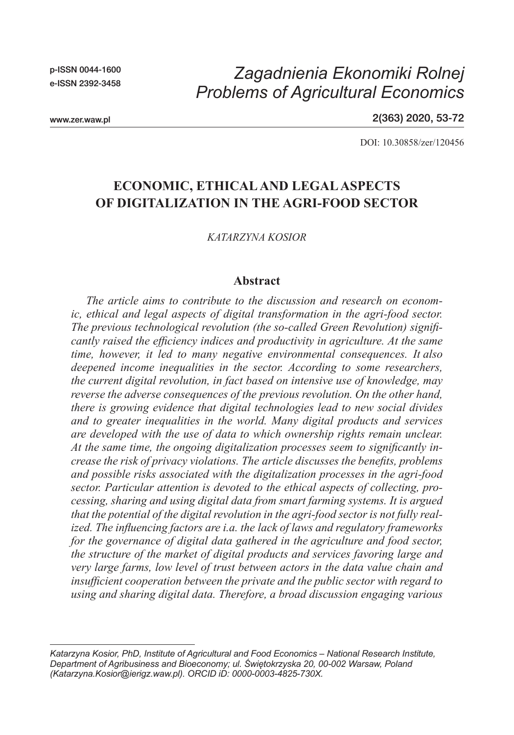# ECONOMIC, ETHICAL AND LEGAL ASPECTS OF DIGITALIZATION IN THE AGRI-FOOD SECTOR

*KATARZYNA KOSIOR*

## Abstract

*The article aims to contribute to the discussion and research on economic, ethical and legal aspects of digital transformation in the agri-food sector. The previous technological revolution (the so-called Green Revolution) significantly raised the efficiency indices and productivity in agriculture. At the same time, however, it led to many negative environmental consequences. It also deepened income inequalities in the sector. According to some researchers, the current digital revolution, in fact based on intensive use of knowledge, may reverse the adverse consequences of the previous revolution. On the other hand, there is growing evidence that digital technologies lead to new social divides and to greater inequalities in the world. Many digital products and services are developed with the use of data to which ownership rights remain unclear. At the same time, the ongoing digitalization processes seem to significantly increase the risk of privacy violations. The article discusses the benefits, problems and possible risks associated with the digitalization processes in the agri-food sector. Particular attention is devoted to the ethical aspects of collecting, processing, sharing and using digital data from smart farming systems. It is argued that the potential of the digital revolution in the agri-food sector is not fully realized. The influencing factors are i.a. the lack of laws and regulatory frameworks for the governance of digital data gathered in the agriculture and food sector, the structure of the market of digital products and services favoring large and very large farms, low level of trust between actors in the data value chain and insufficient cooperation between the private and the public sector with regard to using and sharing digital data. Therefore, a broad discussion engaging various*

---

*Katarzyna Kosior, PhD, Institute of Agricultural and Food Economics – National Research Institute, Department of Agribusiness and Bioeconomy; ul. Świętokrzyska 20, 00-002 Warsaw, Poland (Katarzyna.Kosior@ierigz.waw.pl). ORCID iD: 0000-0003-4825-730X.*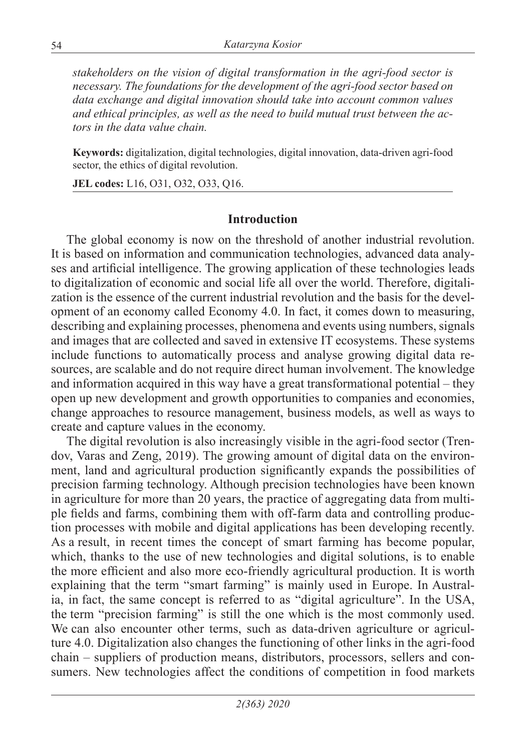*stakeholders on the vision of digital transformation in the agri-food sector is necessary. The foundations for the development of the agri-food sector based on data exchange and digital innovation should take into account common values and ethical principles, as well as the need to build mutual trust between the actors in the data value chain.*

**Keywords:** digitalization, digital technologies, digital innovation, data-driven agri-food sector, the ethics of digital revolution.

**JEL codes:** L16, O31, O32, O33, Q16.

## Introduction

The global economy is now on the threshold of another industrial revolution. It is based on information and communication technologies, advanced data analyses and artificial intelligence. The growing application of these technologies leads to digitalization of economic and social life all over the world. Therefore, digitalization is the essence of the current industrial revolution and the basis for the development of an economy called Economy 4.0. In fact, it comes down to measuring, describing and explaining processes, phenomena and events using numbers, signals and images that are collected and saved in extensive IT ecosystems. These systems include functions to automatically process and analyse growing digital data resources, are scalable and do not require direct human involvement. The knowledge and information acquired in this way have a great transformational potential – they open up new development and growth opportunities to companies and economies, change approaches to resource management, business models, as well as ways to create and capture values in the economy.

The digital revolution is also increasingly visible in the agri-food sector (Trendov, Varas and Zeng, 2019). The growing amount of digital data on the environment, land and agricultural production significantly expands the possibilities of precision farming technology. Although precision technologies have been known in agriculture for more than 20 years, the practice of aggregating data from multiple fields and farms, combining them with off-farm data and controlling production processes with mobile and digital applications has been developing recently. As a result, in recent times the concept of smart farming has become popular, which, thanks to the use of new technologies and digital solutions, is to enable the more efficient and also more eco-friendly agricultural production. It is worth explaining that the term "smart farming" is mainly used in Europe. In Australia, in fact, the same concept is referred to as "digital agriculture". In the USA, the term "precision farming" is still the one which is the most commonly used. We can also encounter other terms, such as data-driven agriculture or agriculture 4.0. Digitalization also changes the functioning of other links in the agri-food chain – suppliers of production means, distributors, processors, sellers and consumers. New technologies affect the conditions of competition in food markets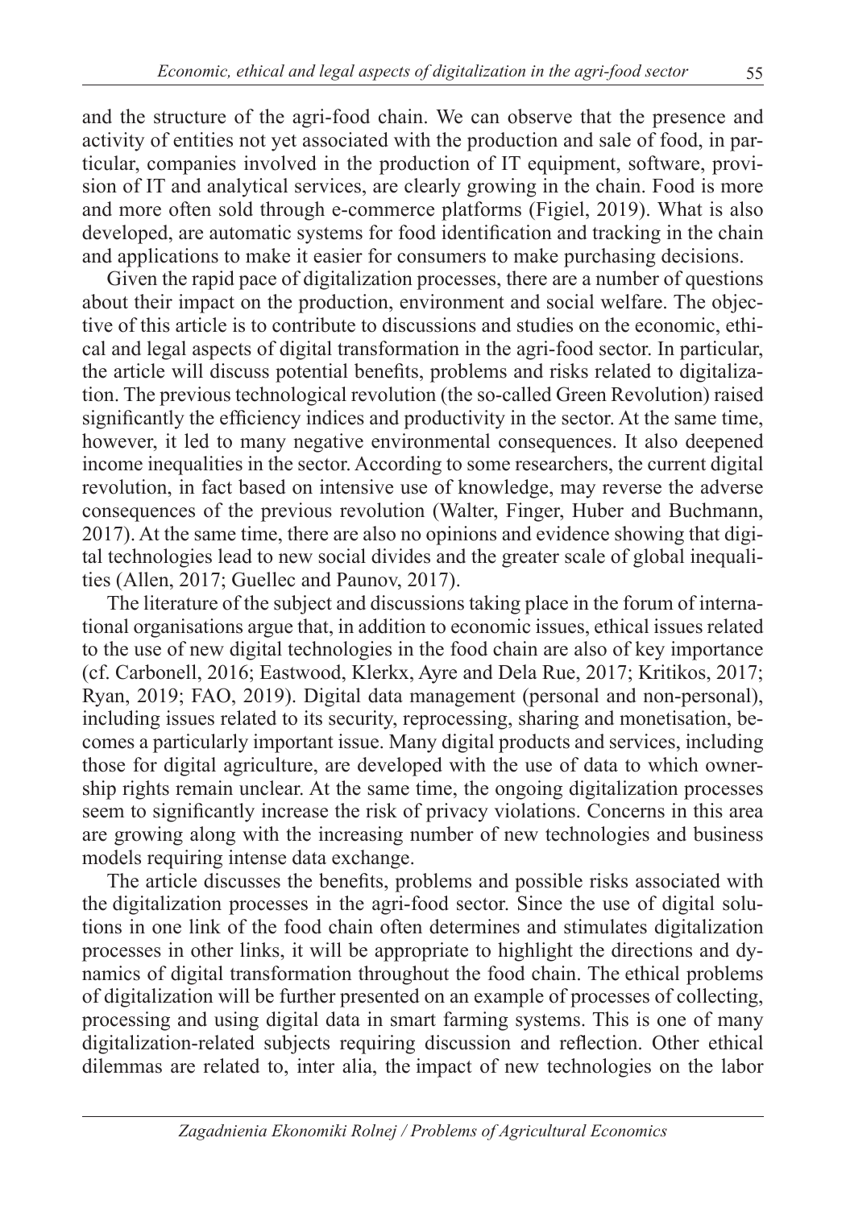and the structure of the agri-food chain. We can observe that the presence and activity of entities not yet associated with the production and sale of food, in particular, companies involved in the production of IT equipment, software, provision of IT and analytical services, are clearly growing in the chain. Food is more and more often sold through e-commerce platforms (Figiel, 2019). What is also developed, are automatic systems for food identification and tracking in the chain and applications to make it easier for consumers to make purchasing decisions.

Given the rapid pace of digitalization processes, there are a number of questions about their impact on the production, environment and social welfare. The objective of this article is to contribute to discussions and studies on the economic, ethical and legal aspects of digital transformation in the agri-food sector. In particular, the article will discuss potential benefits, problems and risks related to digitalization. The previous technological revolution (the so-called Green Revolution) raised significantly the efficiency indices and productivity in the sector. At the same time, however, it led to many negative environmental consequences. It also deepened income inequalities in the sector. According to some researchers, the current digital revolution, in fact based on intensive use of knowledge, may reverse the adverse consequences of the previous revolution (Walter, Finger, Huber and Buchmann, 2017). At the same time, there are also no opinions and evidence showing that digital technologies lead to new social divides and the greater scale of global inequalities (Allen, 2017; Guellec and Paunov, 2017).

The literature of the subject and discussions taking place in the forum of international organisations argue that, in addition to economic issues, ethical issues related to the use of new digital technologies in the food chain are also of key importance (cf. Carbonell, 2016; Eastwood, Klerkx, Ayre and Dela Rue, 2017; Kritikos, 2017; Ryan, 2019; FAO, 2019). Digital data management (personal and non-personal), including issues related to its security, reprocessing, sharing and monetisation, becomes a particularly important issue. Many digital products and services, including those for digital agriculture, are developed with the use of data to which ownership rights remain unclear. At the same time, the ongoing digitalization processes seem to significantly increase the risk of privacy violations. Concerns in this area are growing along with the increasing number of new technologies and business models requiring intense data exchange.

The article discusses the benefits, problems and possible risks associated with the digitalization processes in the agri-food sector. Since the use of digital solutions in one link of the food chain often determines and stimulates digitalization processes in other links, it will be appropriate to highlight the directions and dynamics of digital transformation throughout the food chain. The ethical problems of digitalization will be further presented on an example of processes of collecting, processing and using digital data in smart farming systems. This is one of many digitalization-related subjects requiring discussion and reflection. Other ethical dilemmas are related to, inter alia, the impact of new technologies on the labor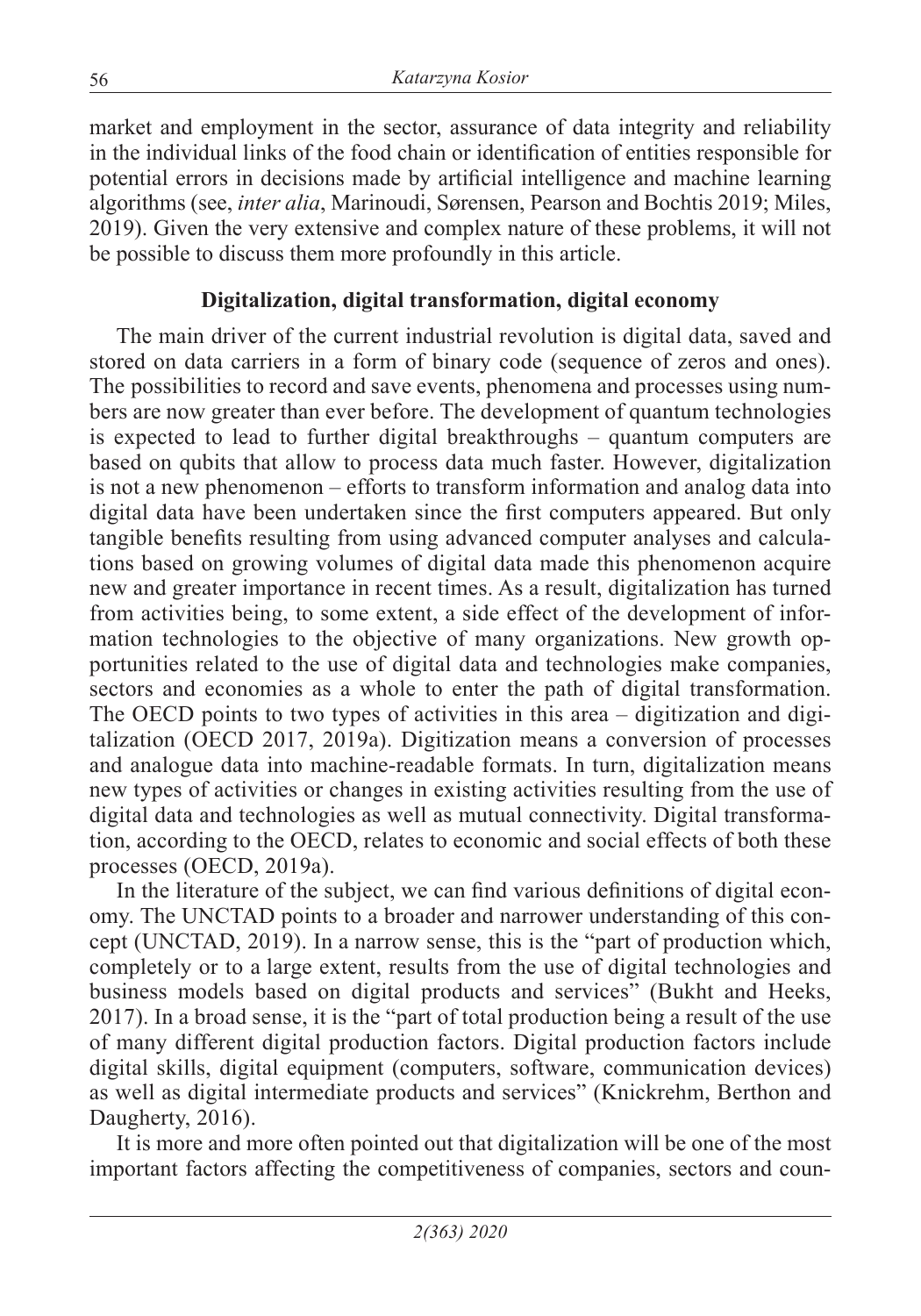market and employment in the sector, assurance of data integrity and reliability in the individual links of the food chain or identification of entities responsible for potential errors in decisions made by artificial intelligence and machine learning algorithms (see, *inter alia*, Marinoudi, Sørensen, Pearson and Bochtis 2019; Miles, 2019). Given the very extensive and complex nature of these problems, it will not be possible to discuss them more profoundly in this article.

## Digitalization, digital transformation, digital economy

The main driver of the current industrial revolution is digital data, saved and stored on data carriers in a form of binary code (sequence of zeros and ones). The possibilities to record and save events, phenomena and processes using numbers are now greater than ever before. The development of quantum technologies is expected to lead to further digital breakthroughs – quantum computers are based on qubits that allow to process data much faster. However, digitalization is not a new phenomenon – efforts to transform information and analog data into digital data have been undertaken since the first computers appeared. But only tangible benefits resulting from using advanced computer analyses and calculations based on growing volumes of digital data made this phenomenon acquire new and greater importance in recent times. As a result, digitalization has turned from activities being, to some extent, a side effect of the development of information technologies to the objective of many organizations. New growth opportunities related to the use of digital data and technologies make companies, sectors and economies as a whole to enter the path of digital transformation. The OECD points to two types of activities in this area – digitization and digitalization (OECD 2017, 2019a). Digitization means a conversion of processes and analogue data into machine-readable formats. In turn, digitalization means new types of activities or changes in existing activities resulting from the use of digital data and technologies as well as mutual connectivity. Digital transformation, according to the OECD, relates to economic and social effects of both these processes (OECD, 2019a).

In the literature of the subject, we can find various definitions of digital economy. The UNCTAD points to a broader and narrower understanding of this concept (UNCTAD, 2019). In a narrow sense, this is the "part of production which, completely or to a large extent, results from the use of digital technologies and business models based on digital products and services" (Bukht and Heeks, 2017). In a broad sense, it is the "part of total production being a result of the use of many different digital production factors. Digital production factors include digital skills, digital equipment (computers, software, communication devices) as well as digital intermediate products and services" (Knickrehm, Berthon and Daugherty, 2016).

It is more and more often pointed out that digitalization will be one of the most important factors affecting the competitiveness of companies, sectors and coun-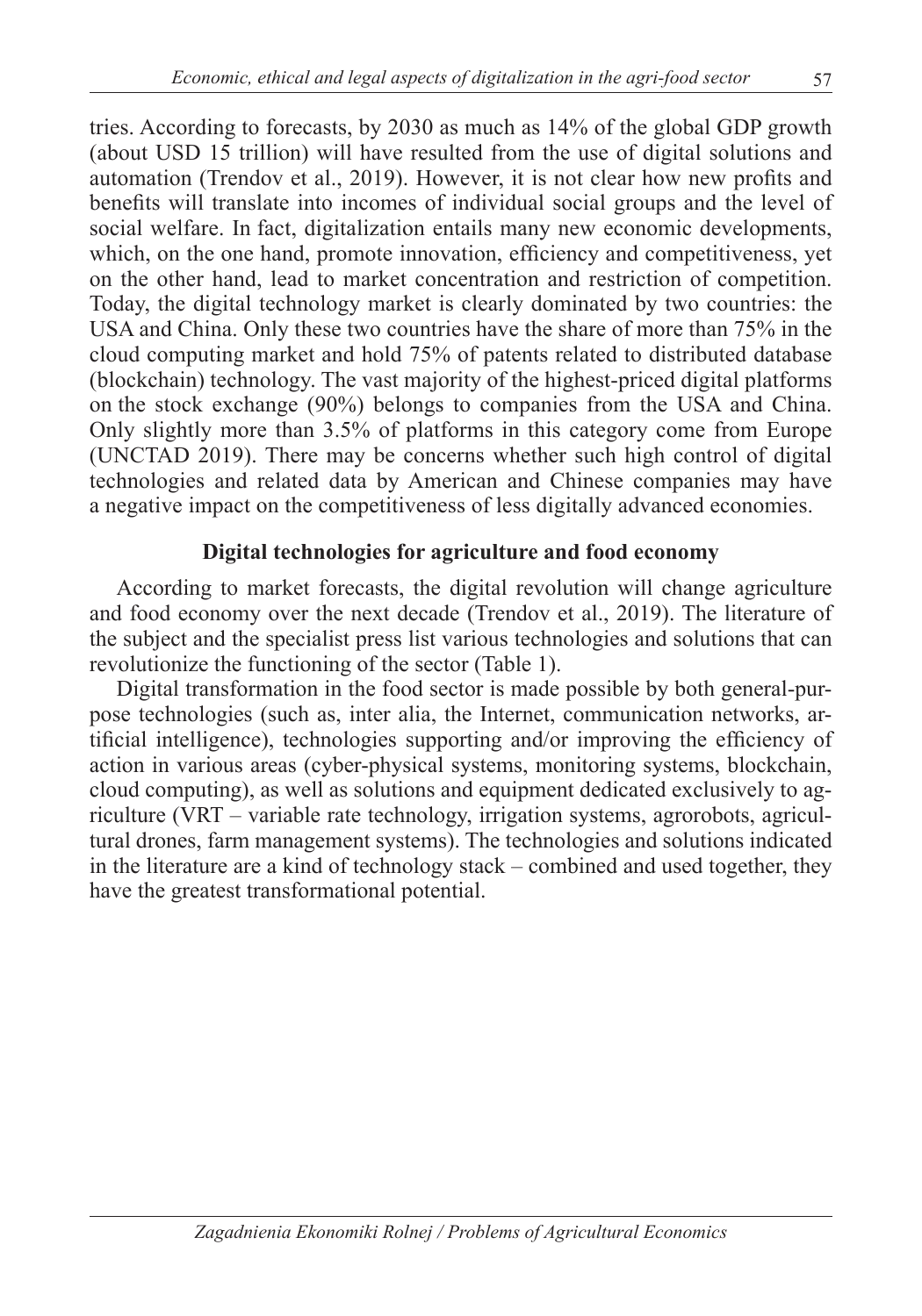tries. According to forecasts, by 2030 as much as 14% of the global GDP growth (about USD 15 trillion) will have resulted from the use of digital solutions and automation (Trendov et al., 2019). However, it is not clear how new profits and benefits will translate into incomes of individual social groups and the level of social welfare. In fact, digitalization entails many new economic developments, which, on the one hand, promote innovation, efficiency and competitiveness, yet on the other hand, lead to market concentration and restriction of competition. Today, the digital technology market is clearly dominated by two countries: the USA and China. Only these two countries have the share of more than 75% in the cloud computing market and hold 75% of patents related to distributed database (blockchain) technology. The vast majority of the highest-priced digital platforms on the stock exchange (90%) belongs to companies from the USA and China. Only slightly more than 3.5% of platforms in this category come from Europe (UNCTAD 2019). There may be concerns whether such high control of digital technologies and related data by American and Chinese companies may have a negative impact on the competitiveness of less digitally advanced economies.

## Digital technologies for agriculture and food economy

According to market forecasts, the digital revolution will change agriculture and food economy over the next decade (Trendov et al., 2019). The literature of the subject and the specialist press list various technologies and solutions that can revolutionize the functioning of the sector (Table 1).

Digital transformation in the food sector is made possible by both general-purpose technologies (such as, inter alia, the Internet, communication networks, artificial intelligence), technologies supporting and/or improving the efficiency of action in various areas (cyber-physical systems, monitoring systems, blockchain, cloud computing), as well as solutions and equipment dedicated exclusively to agriculture (VRT – variable rate technology, irrigation systems, agrorobots, agricultural drones, farm management systems). The technologies and solutions indicated in the literature are a kind of technology stack – combined and used together, they have the greatest transformational potential.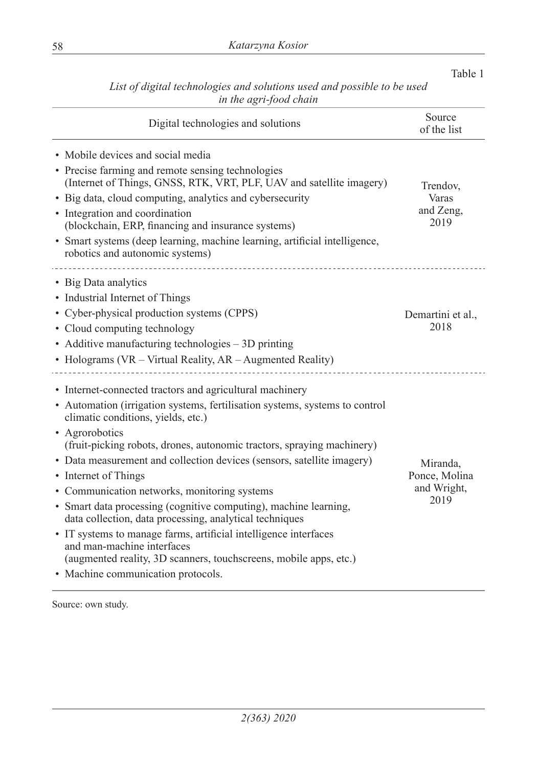Table 1

*List of digital technologies and solutions used and possible to be used in the agri-food chain*

| Digital technologies and solutions | Source of the list |
|---|---|
| • Mobile devices and social media<br>• Precise farming and remote sensing technologies (Internet of Things, GNSS, RTK, VRT, PLF, UAV and satellite imagery)<br>• Big data, cloud computing, analytics and cybersecurity<br>• Integration and coordination (blockchain, ERP, financing and insurance systems)<br>• Smart systems (deep learning, machine learning, artificial intelligence, robotics and autonomic systems) | Trendov, Varas and Zeng, 2019 |
| • Big Data analytics<br>• Industrial Internet of Things<br>• Cyber-physical production systems (CPPS)<br>• Cloud computing technology<br>• Additive manufacturing technologies – 3D printing<br>• Holograms (VR – Virtual Reality, AR – Augmented Reality) | Demartini et al., 2018 |
| • Internet-connected tractors and agricultural machinery<br>• Automation (irrigation systems, fertilisation systems, systems to control climatic conditions, yields, etc.)<br>• Agrorobotics (fruit-picking robots, drones, autonomic tractors, spraying machinery)<br>• Data measurement and collection devices (sensors, satellite imagery)<br>• Internet of Things<br>• Communication networks, monitoring systems<br>• Smart data processing (cognitive computing), machine learning, data collection, data processing, analytical techniques<br>• IT systems to manage farms, artificial intelligence interfaces and man-machine interfaces (augmented reality, 3D scanners, touchscreens, mobile apps, etc.)<br>• Machine communication protocols. | Miranda, Ponce, Molina and Wright, 2019 |

Source: own study.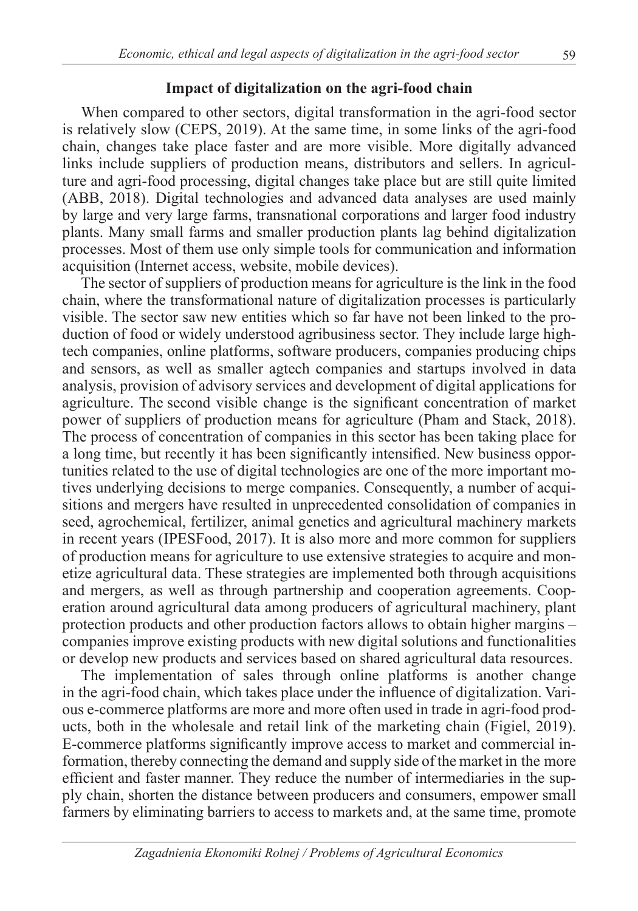## Impact of digitalization on the agri-food chain

When compared to other sectors, digital transformation in the agri-food sector is relatively slow (CEPS, 2019). At the same time, in some links of the agri-food chain, changes take place faster and are more visible. More digitally advanced links include suppliers of production means, distributors and sellers. In agriculture and agri-food processing, digital changes take place but are still quite limited (ABB, 2018). Digital technologies and advanced data analyses are used mainly by large and very large farms, transnational corporations and larger food industry plants. Many small farms and smaller production plants lag behind digitalization processes. Most of them use only simple tools for communication and information acquisition (Internet access, website, mobile devices).

The sector of suppliers of production means for agriculture is the link in the food chain, where the transformational nature of digitalization processes is particularly visible. The sector saw new entities which so far have not been linked to the production of food or widely understood agribusiness sector. They include large high-tech companies, online platforms, software producers, companies producing chips and sensors, as well as smaller agtech companies and startups involved in data analysis, provision of advisory services and development of digital applications for agriculture. The second visible change is the significant concentration of market power of suppliers of production means for agriculture (Pham and Stack, 2018). The process of concentration of companies in this sector has been taking place for a long time, but recently it has been significantly intensified. New business opportunities related to the use of digital technologies are one of the more important motives underlying decisions to merge companies. Consequently, a number of acquisitions and mergers have resulted in unprecedented consolidation of companies in seed, agrochemical, fertilizer, animal genetics and agricultural machinery markets in recent years (IPESFood, 2017). It is also more and more common for suppliers of production means for agriculture to use extensive strategies to acquire and monetize agricultural data. These strategies are implemented both through acquisitions and mergers, as well as through partnership and cooperation agreements. Cooperation around agricultural data among producers of agricultural machinery, plant protection products and other production factors allows to obtain higher margins – companies improve existing products with new digital solutions and functionalities or develop new products and services based on shared agricultural data resources.

The implementation of sales through online platforms is another change in the agri-food chain, which takes place under the influence of digitalization. Various e-commerce platforms are more and more often used in trade in agri-food products, both in the wholesale and retail link of the marketing chain (Figiel, 2019). E-commerce platforms significantly improve access to market and commercial information, thereby connecting the demand and supply side of the market in the more efficient and faster manner. They reduce the number of intermediaries in the supply chain, shorten the distance between producers and consumers, empower small farmers by eliminating barriers to access to markets and, at the same time, promote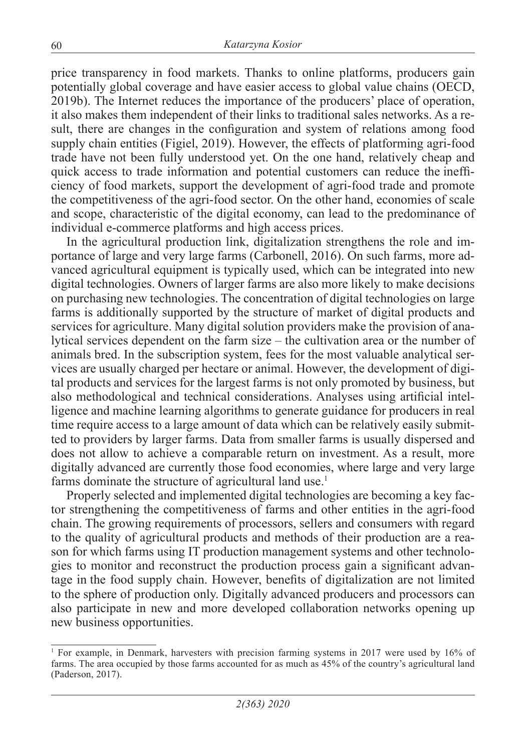price transparency in food markets. Thanks to online platforms, producers gain potentially global coverage and have easier access to global value chains (OECD, 2019b). The Internet reduces the importance of the producers' place of operation, it also makes them independent of their links to traditional sales networks. As a result, there are changes in the configuration and system of relations among food supply chain entities (Figiel, 2019). However, the effects of platforming agri-food trade have not been fully understood yet. On the one hand, relatively cheap and quick access to trade information and potential customers can reduce the inefficiency of food markets, support the development of agri-food trade and promote the competitiveness of the agri-food sector. On the other hand, economies of scale and scope, characteristic of the digital economy, can lead to the predominance of individual e-commerce platforms and high access prices.

In the agricultural production link, digitalization strengthens the role and importance of large and very large farms (Carbonell, 2016). On such farms, more advanced agricultural equipment is typically used, which can be integrated into new digital technologies. Owners of larger farms are also more likely to make decisions on purchasing new technologies. The concentration of digital technologies on large farms is additionally supported by the structure of market of digital products and services for agriculture. Many digital solution providers make the provision of analytical services dependent on the farm size – the cultivation area or the number of animals bred. In the subscription system, fees for the most valuable analytical services are usually charged per hectare or animal. However, the development of digital products and services for the largest farms is not only promoted by business, but also methodological and technical considerations. Analyses using artificial intelligence and machine learning algorithms to generate guidance for producers in real time require access to a large amount of data which can be relatively easily submitted to providers by larger farms. Data from smaller farms is usually dispersed and does not allow to achieve a comparable return on investment. As a result, more digitally advanced are currently those food economies, where large and very large farms dominate the structure of agricultural land use.[1]

Properly selected and implemented digital technologies are becoming a key factor strengthening the competitiveness of farms and other entities in the agri-food chain. The growing requirements of processors, sellers and consumers with regard to the quality of agricultural products and methods of their production are a reason for which farms using IT production management systems and other technologies to monitor and reconstruct the production process gain a significant advantage in the food supply chain. However, benefits of digitalization are not limited to the sphere of production only. Digitally advanced producers and processors can also participate in new and more developed collaboration networks opening up new business opportunities.

---

[1] For example, in Denmark, harvesters with precision farming systems in 2017 were used by 16% of farms. The area occupied by those farms accounted for as much as 45% of the country's agricultural land (Paderson, 2017).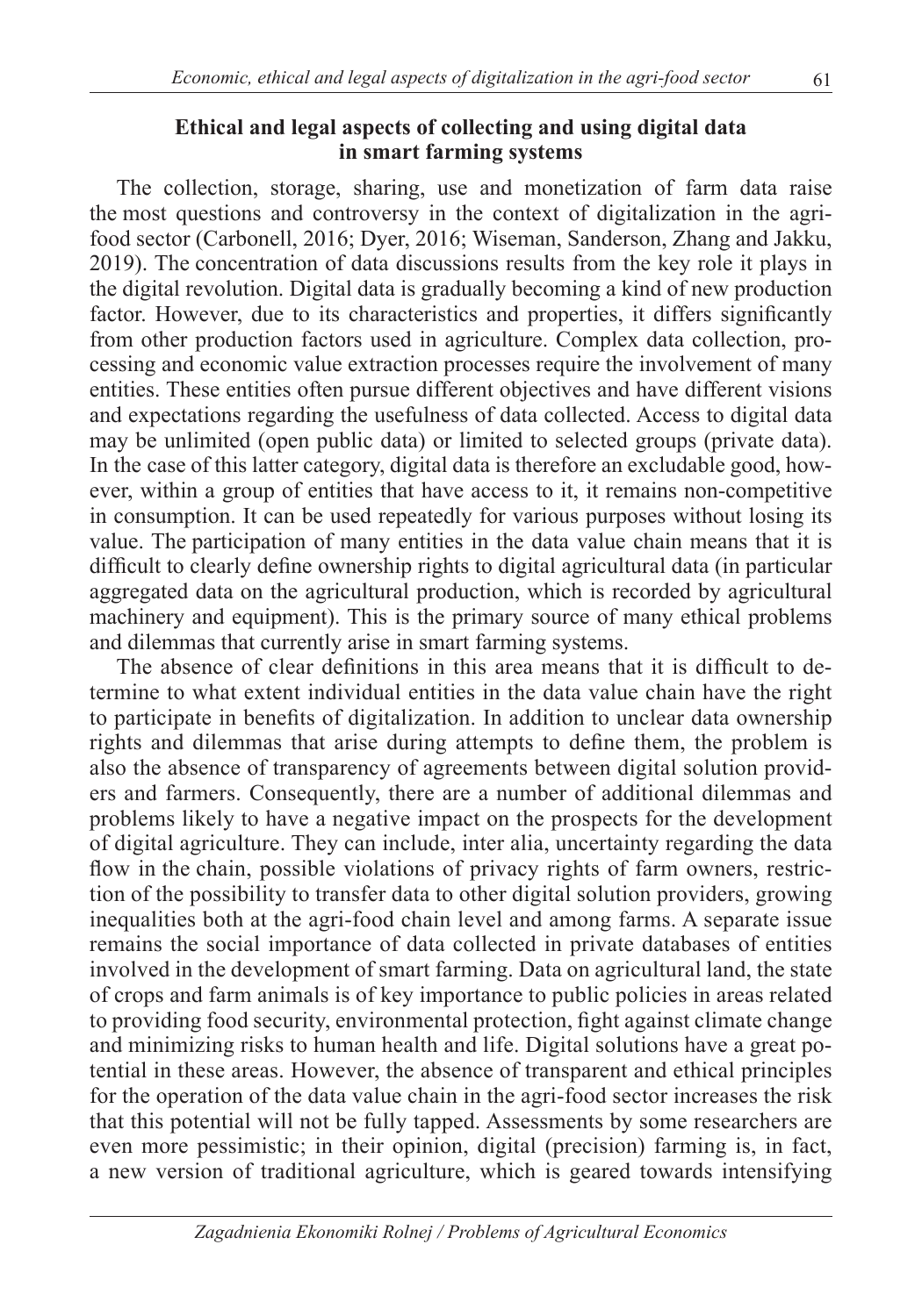## Ethical and legal aspects of collecting and using digital data in smart farming systems

The collection, storage, sharing, use and monetization of farm data raise the most questions and controversy in the context of digitalization in the agri-food sector (Carbonell, 2016; Dyer, 2016; Wiseman, Sanderson, Zhang and Jakku, 2019). The concentration of data discussions results from the key role it plays in the digital revolution. Digital data is gradually becoming a kind of new production factor. However, due to its characteristics and properties, it differs significantly from other production factors used in agriculture. Complex data collection, processing and economic value extraction processes require the involvement of many entities. These entities often pursue different objectives and have different visions and expectations regarding the usefulness of data collected. Access to digital data may be unlimited (open public data) or limited to selected groups (private data). In the case of this latter category, digital data is therefore an excludable good, however, within a group of entities that have access to it, it remains non-competitive in consumption. It can be used repeatedly for various purposes without losing its value. The participation of many entities in the data value chain means that it is difficult to clearly define ownership rights to digital agricultural data (in particular aggregated data on the agricultural production, which is recorded by agricultural machinery and equipment). This is the primary source of many ethical problems and dilemmas that currently arise in smart farming systems.

The absence of clear definitions in this area means that it is difficult to determine to what extent individual entities in the data value chain have the right to participate in benefits of digitalization. In addition to unclear data ownership rights and dilemmas that arise during attempts to define them, the problem is also the absence of transparency of agreements between digital solution providers and farmers. Consequently, there are a number of additional dilemmas and problems likely to have a negative impact on the prospects for the development of digital agriculture. They can include, inter alia, uncertainty regarding the data flow in the chain, possible violations of privacy rights of farm owners, restriction of the possibility to transfer data to other digital solution providers, growing inequalities both at the agri-food chain level and among farms. A separate issue remains the social importance of data collected in private databases of entities involved in the development of smart farming. Data on agricultural land, the state of crops and farm animals is of key importance to public policies in areas related to providing food security, environmental protection, fight against climate change and minimizing risks to human health and life. Digital solutions have a great potential in these areas. However, the absence of transparent and ethical principles for the operation of the data value chain in the agri-food sector increases the risk that this potential will not be fully tapped. Assessments by some researchers are even more pessimistic; in their opinion, digital (precision) farming is, in fact, a new version of traditional agriculture, which is geared towards intensifying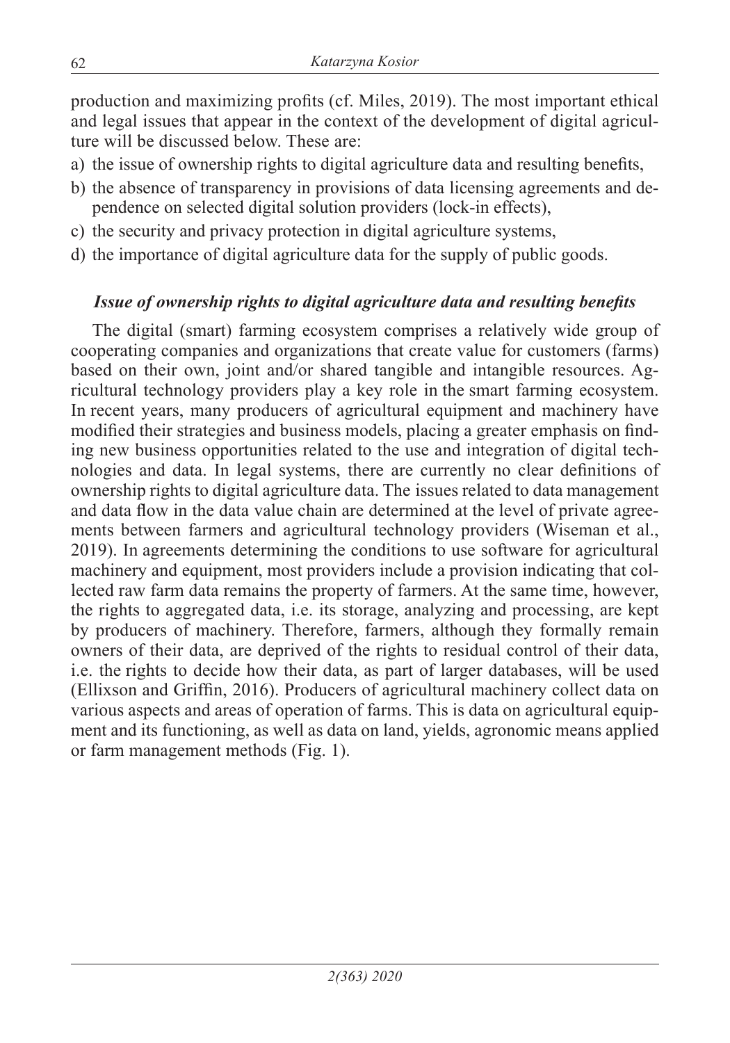production and maximizing profits (cf. Miles, 2019). The most important ethical and legal issues that appear in the context of the development of digital agriculture will be discussed below. These are:

a) the issue of ownership rights to digital agriculture data and resulting benefits,
b) the absence of transparency in provisions of data licensing agreements and dependence on selected digital solution providers (lock-in effects),
c) the security and privacy protection in digital agriculture systems,
d) the importance of digital agriculture data for the supply of public goods.

### *Issue of ownership rights to digital agriculture data and resulting benefits*

The digital (smart) farming ecosystem comprises a relatively wide group of cooperating companies and organizations that create value for customers (farms) based on their own, joint and/or shared tangible and intangible resources. Agricultural technology providers play a key role in the smart farming ecosystem. In recent years, many producers of agricultural equipment and machinery have modified their strategies and business models, placing a greater emphasis on finding new business opportunities related to the use and integration of digital technologies and data. In legal systems, there are currently no clear definitions of ownership rights to digital agriculture data. The issues related to data management and data flow in the data value chain are determined at the level of private agreements between farmers and agricultural technology providers (Wiseman et al., 2019). In agreements determining the conditions to use software for agricultural machinery and equipment, most providers include a provision indicating that collected raw farm data remains the property of farmers. At the same time, however, the rights to aggregated data, i.e. its storage, analyzing and processing, are kept by producers of machinery. Therefore, farmers, although they formally remain owners of their data, are deprived of the rights to residual control of their data, i.e. the rights to decide how their data, as part of larger databases, will be used (Ellixson and Griffin, 2016). Producers of agricultural machinery collect data on various aspects and areas of operation of farms. This is data on agricultural equipment and its functioning, as well as data on land, yields, agronomic means applied or farm management methods (Fig. 1).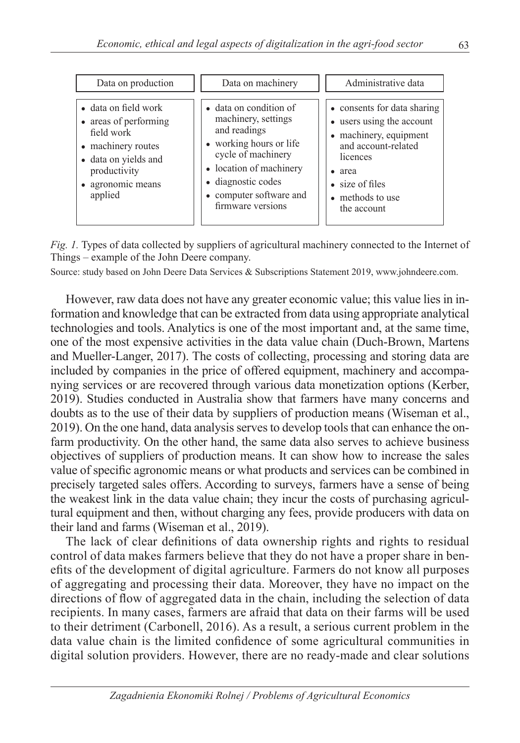| Data on production | Data on machinery | Administrative data |
|---|---|---|
| • data on field work<br>• areas of performing field work<br>• machinery routes<br>• data on yields and productivity<br>• agronomic means applied | • data on condition of machinery, settings and readings<br>• working hours or life cycle of machinery<br>• location of machinery<br>• diagnostic codes<br>• computer software and firmware versions | • consents for data sharing<br>• users using the account<br>• machinery, equipment and account-related licences<br>• area<br>• size of files<br>• methods to use the account |

*Fig. 1.* Types of data collected by suppliers of agricultural machinery connected to the Internet of Things – example of the John Deere company.

Source: study based on John Deere Data Services & Subscriptions Statement 2019, www.johndeere.com.

However, raw data does not have any greater economic value; this value lies in information and knowledge that can be extracted from data using appropriate analytical technologies and tools. Analytics is one of the most important and, at the same time, one of the most expensive activities in the data value chain (Duch-Brown, Martens and Mueller-Langer, 2017). The costs of collecting, processing and storing data are included by companies in the price of offered equipment, machinery and accompanying services or are recovered through various data monetization options (Kerber, 2019). Studies conducted in Australia show that farmers have many concerns and doubts as to the use of their data by suppliers of production means (Wiseman et al., 2019). On the one hand, data analysis serves to develop tools that can enhance the on-farm productivity. On the other hand, the same data also serves to achieve business objectives of suppliers of production means. It can show how to increase the sales value of specific agronomic means or what products and services can be combined in precisely targeted sales offers. According to surveys, farmers have a sense of being the weakest link in the data value chain; they incur the costs of purchasing agricultural equipment and then, without charging any fees, provide producers with data on their land and farms (Wiseman et al., 2019).

The lack of clear definitions of data ownership rights and rights to residual control of data makes farmers believe that they do not have a proper share in benefits of the development of digital agriculture. Farmers do not know all purposes of aggregating and processing their data. Moreover, they have no impact on the directions of flow of aggregated data in the chain, including the selection of data recipients. In many cases, farmers are afraid that data on their farms will be used to their detriment (Carbonell, 2016). As a result, a serious current problem in the data value chain is the limited confidence of some agricultural communities in digital solution providers. However, there are no ready-made and clear solutions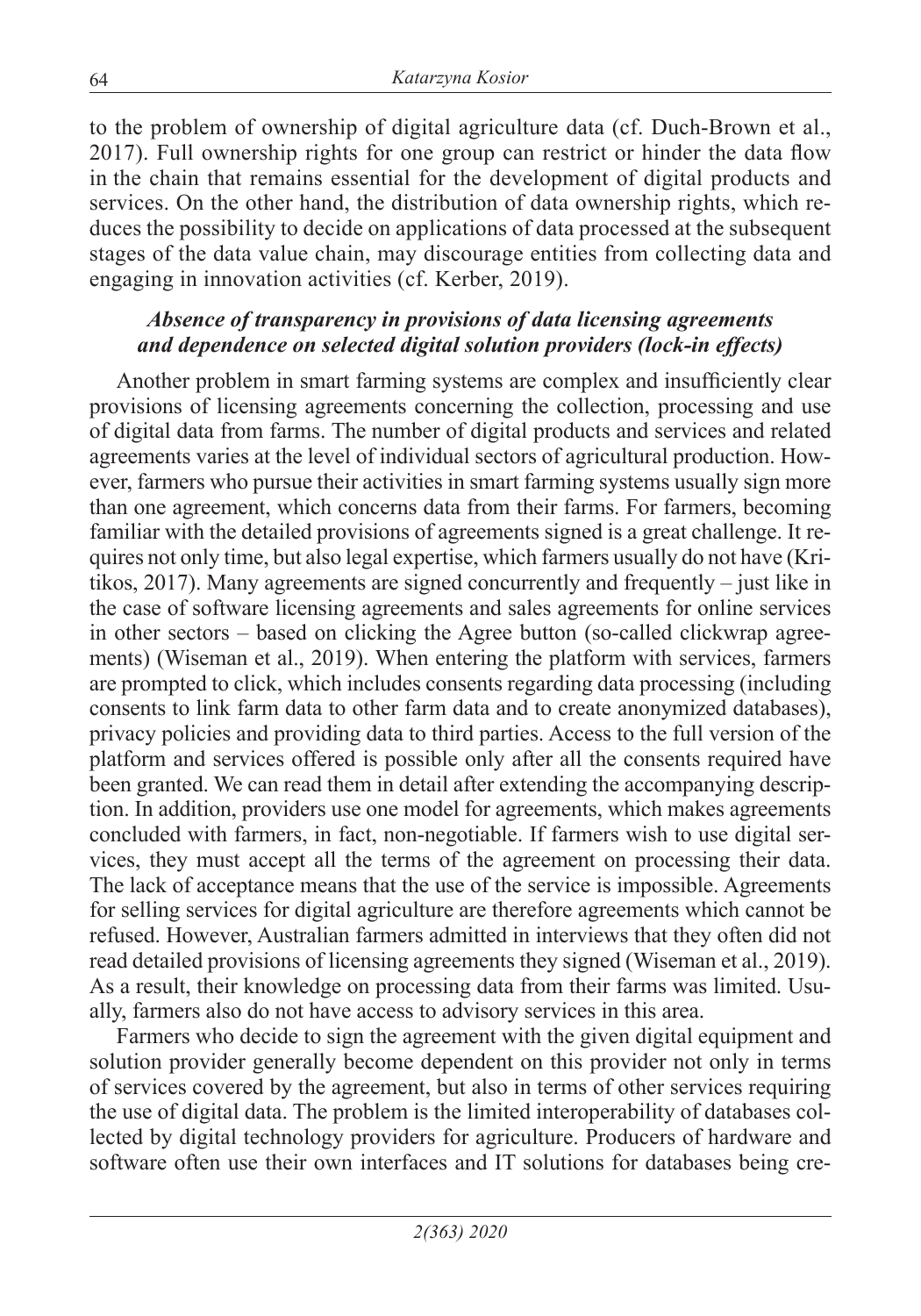to the problem of ownership of digital agriculture data (cf. Duch-Brown et al., 2017). Full ownership rights for one group can restrict or hinder the data flow in the chain that remains essential for the development of digital products and services. On the other hand, the distribution of data ownership rights, which reduces the possibility to decide on applications of data processed at the subsequent stages of the data value chain, may discourage entities from collecting data and engaging in innovation activities (cf. Kerber, 2019).

### *Absence of transparency in provisions of data licensing agreements and dependence on selected digital solution providers (lock-in effects)*

Another problem in smart farming systems are complex and insufficiently clear provisions of licensing agreements concerning the collection, processing and use of digital data from farms. The number of digital products and services and related agreements varies at the level of individual sectors of agricultural production. However, farmers who pursue their activities in smart farming systems usually sign more than one agreement, which concerns data from their farms. For farmers, becoming familiar with the detailed provisions of agreements signed is a great challenge. It requires not only time, but also legal expertise, which farmers usually do not have (Kritikos, 2017). Many agreements are signed concurrently and frequently – just like in the case of software licensing agreements and sales agreements for online services in other sectors – based on clicking the Agree button (so-called clickwrap agreements) (Wiseman et al., 2019). When entering the platform with services, farmers are prompted to click, which includes consents regarding data processing (including consents to link farm data to other farm data and to create anonymized databases), privacy policies and providing data to third parties. Access to the full version of the platform and services offered is possible only after all the consents required have been granted. We can read them in detail after extending the accompanying description. In addition, providers use one model for agreements, which makes agreements concluded with farmers, in fact, non-negotiable. If farmers wish to use digital services, they must accept all the terms of the agreement on processing their data. The lack of acceptance means that the use of the service is impossible. Agreements for selling services for digital agriculture are therefore agreements which cannot be refused. However, Australian farmers admitted in interviews that they often did not read detailed provisions of licensing agreements they signed (Wiseman et al., 2019). As a result, their knowledge on processing data from their farms was limited. Usually, farmers also do not have access to advisory services in this area.

Farmers who decide to sign the agreement with the given digital equipment and solution provider generally become dependent on this provider not only in terms of services covered by the agreement, but also in terms of other services requiring the use of digital data. The problem is the limited interoperability of databases collected by digital technology providers for agriculture. Producers of hardware and software often use their own interfaces and IT solutions for databases being cre-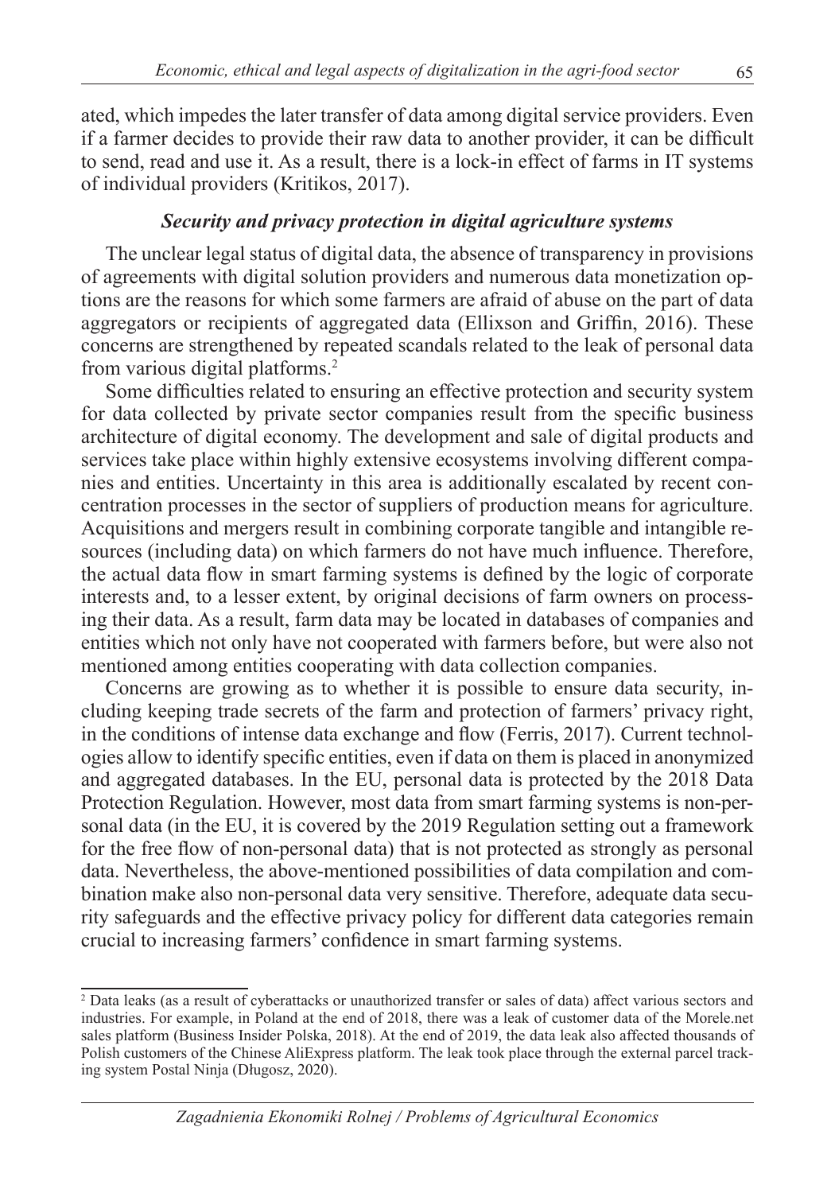ated, which impedes the later transfer of data among digital service providers. Even if a farmer decides to provide their raw data to another provider, it can be difficult to send, read and use it. As a result, there is a lock-in effect of farms in IT systems of individual providers (Kritikos, 2017).

### *Security and privacy protection in digital agriculture systems*

The unclear legal status of digital data, the absence of transparency in provisions of agreements with digital solution providers and numerous data monetization options are the reasons for which some farmers are afraid of abuse on the part of data aggregators or recipients of aggregated data (Ellixson and Griffin, 2016). These concerns are strengthened by repeated scandals related to the leak of personal data from various digital platforms.[2]

Some difficulties related to ensuring an effective protection and security system for data collected by private sector companies result from the specific business architecture of digital economy. The development and sale of digital products and services take place within highly extensive ecosystems involving different companies and entities. Uncertainty in this area is additionally escalated by recent concentration processes in the sector of suppliers of production means for agriculture. Acquisitions and mergers result in combining corporate tangible and intangible resources (including data) on which farmers do not have much influence. Therefore, the actual data flow in smart farming systems is defined by the logic of corporate interests and, to a lesser extent, by original decisions of farm owners on processing their data. As a result, farm data may be located in databases of companies and entities which not only have not cooperated with farmers before, but were also not mentioned among entities cooperating with data collection companies.

Concerns are growing as to whether it is possible to ensure data security, including keeping trade secrets of the farm and protection of farmers' privacy right, in the conditions of intense data exchange and flow (Ferris, 2017). Current technologies allow to identify specific entities, even if data on them is placed in anonymized and aggregated databases. In the EU, personal data is protected by the 2018 Data Protection Regulation. However, most data from smart farming systems is non-personal data (in the EU, it is covered by the 2019 Regulation setting out a framework for the free flow of non-personal data) that is not protected as strongly as personal data. Nevertheless, the above-mentioned possibilities of data compilation and combination make also non-personal data very sensitive. Therefore, adequate data security safeguards and the effective privacy policy for different data categories remain crucial to increasing farmers' confidence in smart farming systems.

---

[2] Data leaks (as a result of cyberattacks or unauthorized transfer or sales of data) affect various sectors and industries. For example, in Poland at the end of 2018, there was a leak of customer data of the Morele.net sales platform (Business Insider Polska, 2018). At the end of 2019, the data leak also affected thousands of Polish customers of the Chinese AliExpress platform. The leak took place through the external parcel tracking system Postal Ninja (Długosz, 2020).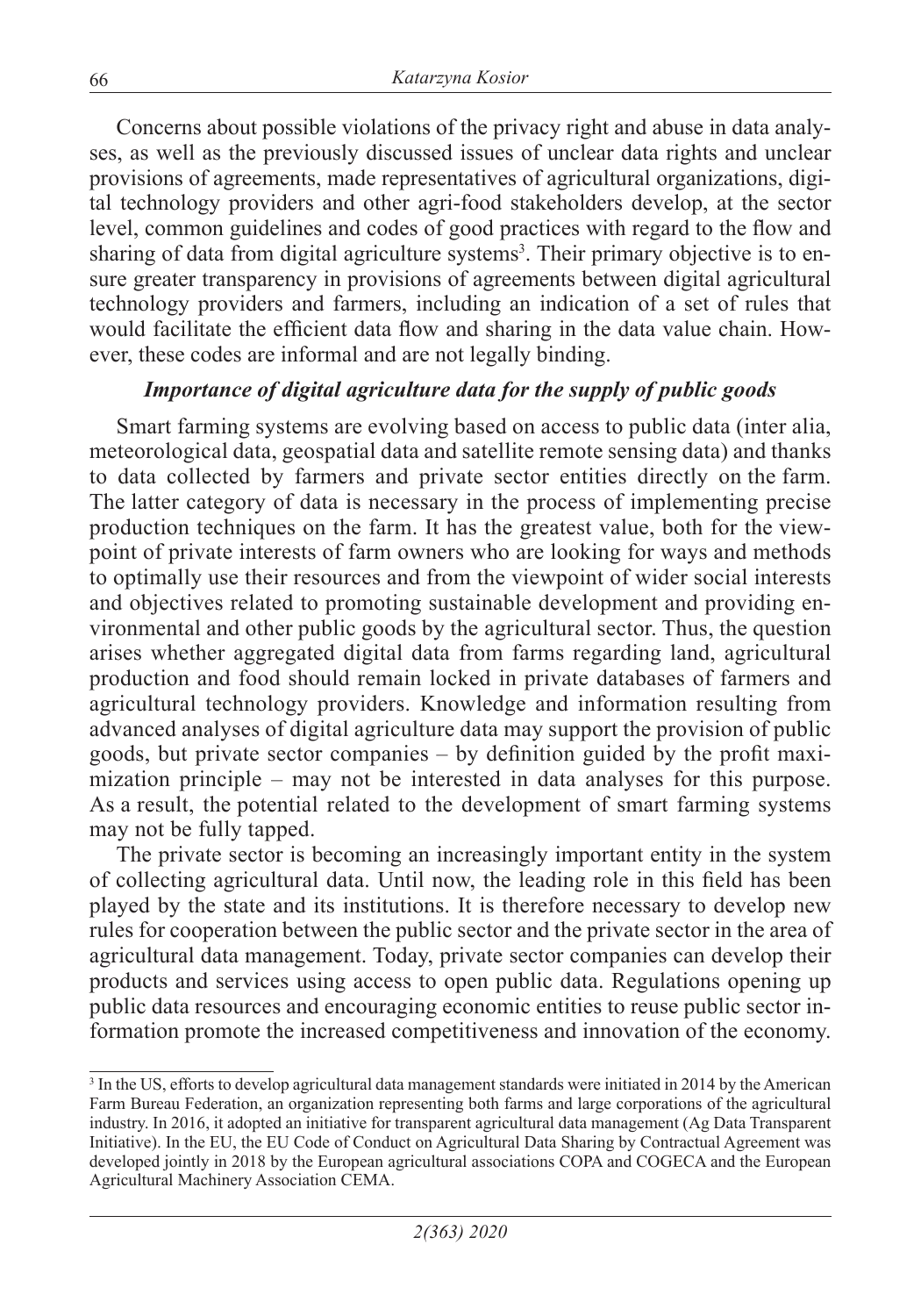Concerns about possible violations of the privacy right and abuse in data analyses, as well as the previously discussed issues of unclear data rights and unclear provisions of agreements, made representatives of agricultural organizations, digital technology providers and other agri-food stakeholders develop, at the sector level, common guidelines and codes of good practices with regard to the flow and sharing of data from digital agriculture systems[3]. Their primary objective is to ensure greater transparency in provisions of agreements between digital agricultural technology providers and farmers, including an indication of a set of rules that would facilitate the efficient data flow and sharing in the data value chain. However, these codes are informal and are not legally binding.

### *Importance of digital agriculture data for the supply of public goods*

Smart farming systems are evolving based on access to public data (inter alia, meteorological data, geospatial data and satellite remote sensing data) and thanks to data collected by farmers and private sector entities directly on the farm. The latter category of data is necessary in the process of implementing precise production techniques on the farm. It has the greatest value, both for the viewpoint of private interests of farm owners who are looking for ways and methods to optimally use their resources and from the viewpoint of wider social interests and objectives related to promoting sustainable development and providing environmental and other public goods by the agricultural sector. Thus, the question arises whether aggregated digital data from farms regarding land, agricultural production and food should remain locked in private databases of farmers and agricultural technology providers. Knowledge and information resulting from advanced analyses of digital agriculture data may support the provision of public goods, but private sector companies – by definition guided by the profit maximization principle – may not be interested in data analyses for this purpose. As a result, the potential related to the development of smart farming systems may not be fully tapped.

The private sector is becoming an increasingly important entity in the system of collecting agricultural data. Until now, the leading role in this field has been played by the state and its institutions. It is therefore necessary to develop new rules for cooperation between the public sector and the private sector in the area of agricultural data management. Today, private sector companies can develop their products and services using access to open public data. Regulations opening up public data resources and encouraging economic entities to reuse public sector information promote the increased competitiveness and innovation of the economy.

[3] In the US, efforts to develop agricultural data management standards were initiated in 2014 by the American Farm Bureau Federation, an organization representing both farms and large corporations of the agricultural industry. In 2016, it adopted an initiative for transparent agricultural data management (Ag Data Transparent Initiative). In the EU, the EU Code of Conduct on Agricultural Data Sharing by Contractual Agreement was developed jointly in 2018 by the European agricultural associations COPA and COGECA and the European Agricultural Machinery Association CEMA.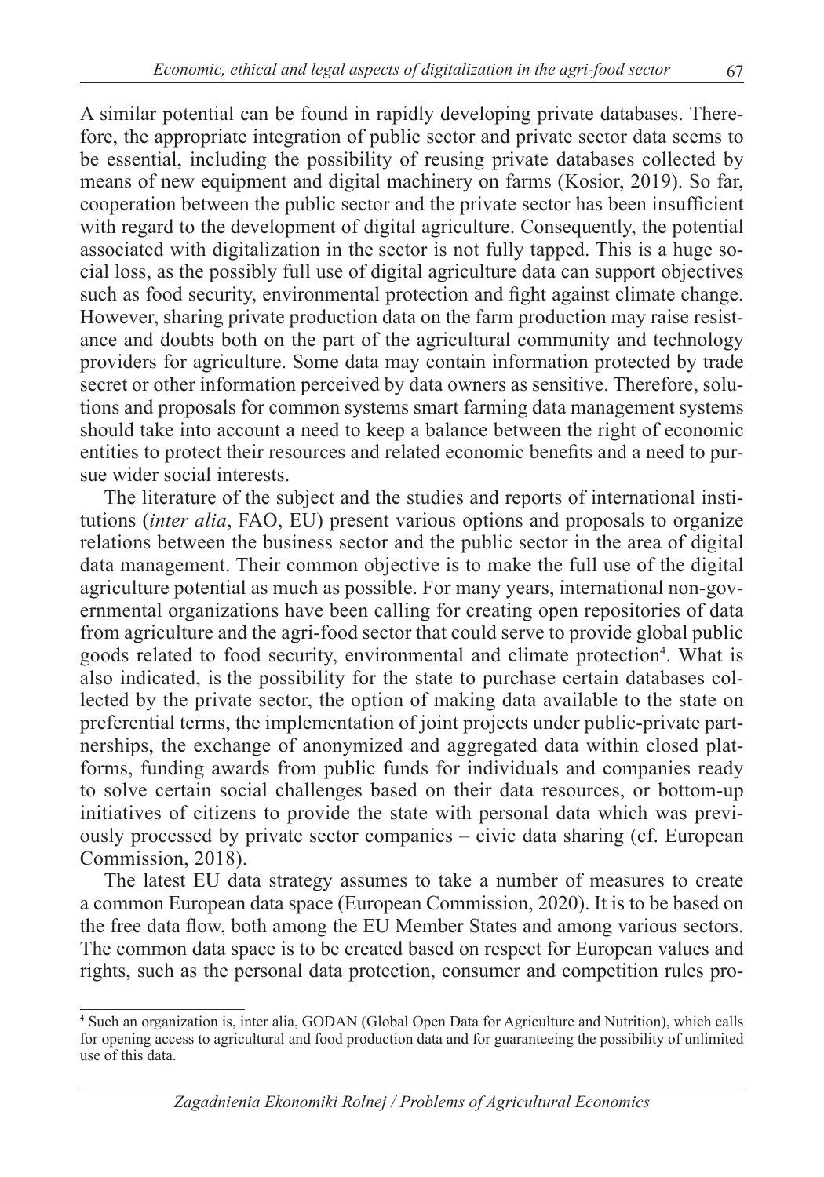A similar potential can be found in rapidly developing private databases. Therefore, the appropriate integration of public sector and private sector data seems to be essential, including the possibility of reusing private databases collected by means of new equipment and digital machinery on farms (Kosior, 2019). So far, cooperation between the public sector and the private sector has been insufficient with regard to the development of digital agriculture. Consequently, the potential associated with digitalization in the sector is not fully tapped. This is a huge social loss, as the possibly full use of digital agriculture data can support objectives such as food security, environmental protection and fight against climate change. However, sharing private production data on the farm production may raise resistance and doubts both on the part of the agricultural community and technology providers for agriculture. Some data may contain information protected by trade secret or other information perceived by data owners as sensitive. Therefore, solutions and proposals for common systems smart farming data management systems should take into account a need to keep a balance between the right of economic entities to protect their resources and related economic benefits and a need to pursue wider social interests.

The literature of the subject and the studies and reports of international institutions (*inter alia*, FAO, EU) present various options and proposals to organize relations between the business sector and the public sector in the area of digital data management. Their common objective is to make the full use of the digital agriculture potential as much as possible. For many years, international non-governmental organizations have been calling for creating open repositories of data from agriculture and the agri-food sector that could serve to provide global public goods related to food security, environmental and climate protection[4]. What is also indicated, is the possibility for the state to purchase certain databases collected by the private sector, the option of making data available to the state on preferential terms, the implementation of joint projects under public-private partnerships, the exchange of anonymized and aggregated data within closed platforms, funding awards from public funds for individuals and companies ready to solve certain social challenges based on their data resources, or bottom-up initiatives of citizens to provide the state with personal data which was previously processed by private sector companies – civic data sharing (cf. European Commission, 2018).

The latest EU data strategy assumes to take a number of measures to create a common European data space (European Commission, 2020). It is to be based on the free data flow, both among the EU Member States and among various sectors. The common data space is to be created based on respect for European values and rights, such as the personal data protection, consumer and competition rules pro-

[4] Such an organization is, inter alia, GODAN (Global Open Data for Agriculture and Nutrition), which calls for opening access to agricultural and food production data and for guaranteeing the possibility of unlimited use of this data.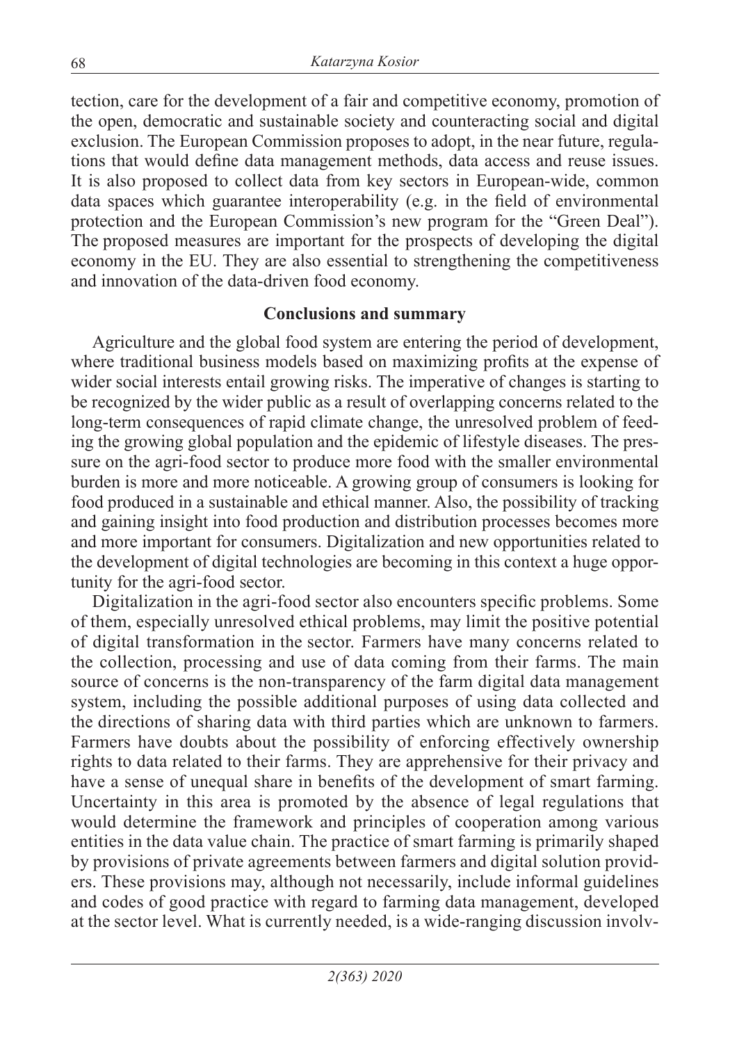tection, care for the development of a fair and competitive economy, promotion of the open, democratic and sustainable society and counteracting social and digital exclusion. The European Commission proposes to adopt, in the near future, regulations that would define data management methods, data access and reuse issues. It is also proposed to collect data from key sectors in European-wide, common data spaces which guarantee interoperability (e.g. in the field of environmental protection and the European Commission's new program for the "Green Deal"). The proposed measures are important for the prospects of developing the digital economy in the EU. They are also essential to strengthening the competitiveness and innovation of the data-driven food economy.

## Conclusions and summary

Agriculture and the global food system are entering the period of development, where traditional business models based on maximizing profits at the expense of wider social interests entail growing risks. The imperative of changes is starting to be recognized by the wider public as a result of overlapping concerns related to the long-term consequences of rapid climate change, the unresolved problem of feeding the growing global population and the epidemic of lifestyle diseases. The pressure on the agri-food sector to produce more food with the smaller environmental burden is more and more noticeable. A growing group of consumers is looking for food produced in a sustainable and ethical manner. Also, the possibility of tracking and gaining insight into food production and distribution processes becomes more and more important for consumers. Digitalization and new opportunities related to the development of digital technologies are becoming in this context a huge opportunity for the agri-food sector.

Digitalization in the agri-food sector also encounters specific problems. Some of them, especially unresolved ethical problems, may limit the positive potential of digital transformation in the sector. Farmers have many concerns related to the collection, processing and use of data coming from their farms. The main source of concerns is the non-transparency of the farm digital data management system, including the possible additional purposes of using data collected and the directions of sharing data with third parties which are unknown to farmers. Farmers have doubts about the possibility of enforcing effectively ownership rights to data related to their farms. They are apprehensive for their privacy and have a sense of unequal share in benefits of the development of smart farming. Uncertainty in this area is promoted by the absence of legal regulations that would determine the framework and principles of cooperation among various entities in the data value chain. The practice of smart farming is primarily shaped by provisions of private agreements between farmers and digital solution providers. These provisions may, although not necessarily, include informal guidelines and codes of good practice with regard to farming data management, developed at the sector level. What is currently needed, is a wide-ranging discussion involv-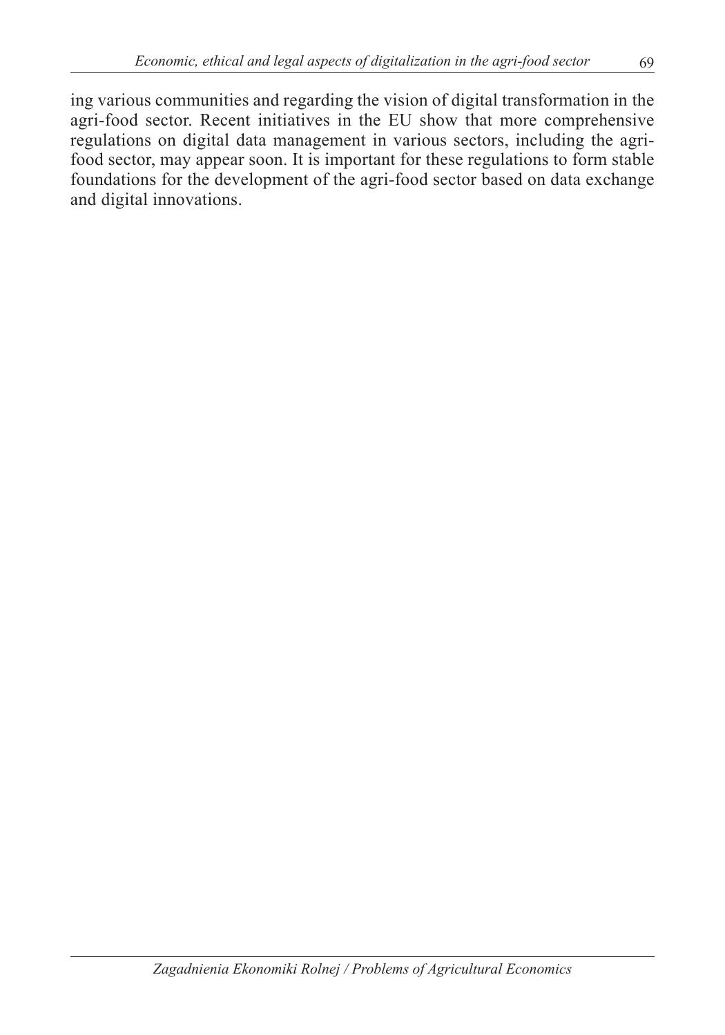ing various communities and regarding the vision of digital transformation in the agri-food sector. Recent initiatives in the EU show that more comprehensive regulations on digital data management in various sectors, including the agri-food sector, may appear soon. It is important for these regulations to form stable foundations for the development of the agri-food sector based on data exchange and digital innovations.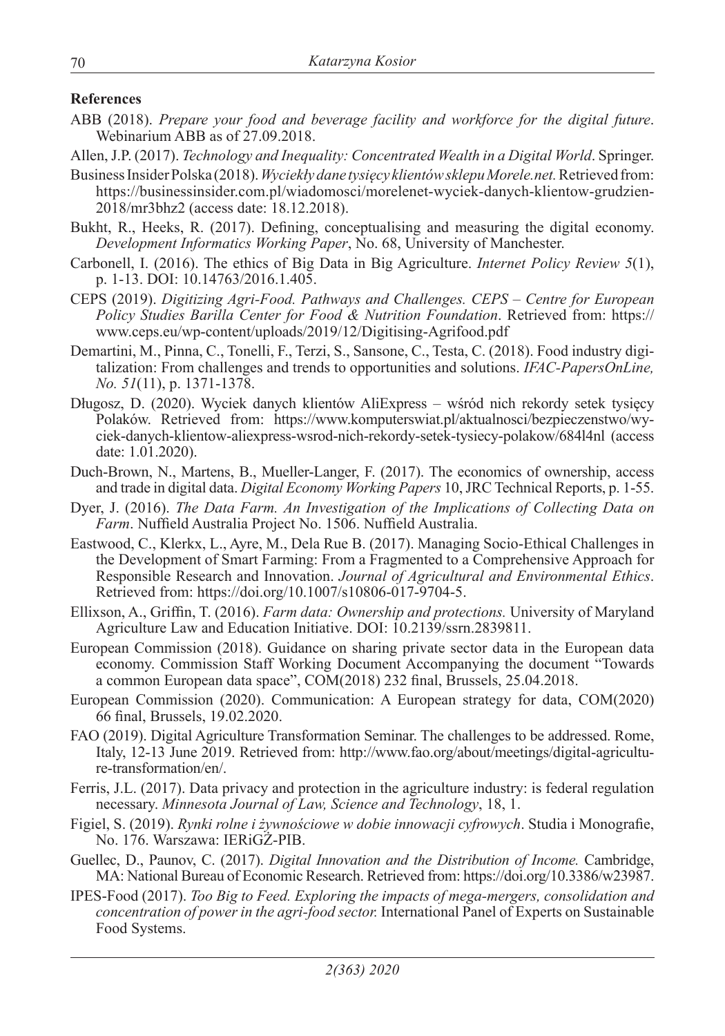## References

ABB (2018). *Prepare your food and beverage facility and workforce for the digital future*. Webinarium ABB as of 27.09.2018.

Allen, J.P. (2017). *Technology and Inequality: Concentrated Wealth in a Digital World*. Springer.

Business Insider Polska (2018). *Wyciekły dane tysięcy klientów sklepu Morele.net.* Retrieved from: https://businessinsider.com.pl/wiadomosci/morelenet-wyciek-danych-klientow-grudzien-2018/mr3bhz2 (access date: 18.12.2018).

Bukht, R., Heeks, R. (2017). Defining, conceptualising and measuring the digital economy. *Development Informatics Working Paper*, No. 68, University of Manchester.

Carbonell, I. (2016). The ethics of Big Data in Big Agriculture. *Internet Policy Review 5*(1), p. 1-13. DOI: 10.14763/2016.1.405.

CEPS (2019). *Digitizing Agri-Food. Pathways and Challenges. CEPS – Centre for European Policy Studies Barilla Center for Food & Nutrition Foundation*. Retrieved from: https://www.ceps.eu/wp-content/uploads/2019/12/Digitising-Agrifood.pdf

Demartini, M., Pinna, C., Tonelli, F., Terzi, S., Sansone, C., Testa, C. (2018). Food industry digitalization: From challenges and trends to opportunities and solutions. *IFAC-PapersOnLine, No. 51*(11), p. 1371-1378.

Długosz, D. (2020). Wyciek danych klientów AliExpress – wśród nich rekordy setek tysięcy Polaków. Retrieved from: https://www.komputerswiat.pl/aktualnosci/bezpieczenstwo/wyciek-danych-klientow-aliexpress-wsrod-nich-rekordy-setek-tysiecy-polakow/684l4nl (access date: 1.01.2020).

Duch-Brown, N., Martens, B., Mueller-Langer, F. (2017). The economics of ownership, access and trade in digital data. *Digital Economy Working Papers* 10, JRC Technical Reports, p. 1-55.

Dyer, J. (2016). *The Data Farm. An Investigation of the Implications of Collecting Data on Farm*. Nuffield Australia Project No. 1506. Nuffield Australia.

Eastwood, C., Klerkx, L., Ayre, M., Dela Rue B. (2017). Managing Socio-Ethical Challenges in the Development of Smart Farming: From a Fragmented to a Comprehensive Approach for Responsible Research and Innovation. *Journal of Agricultural and Environmental Ethics*. Retrieved from: https://doi.org/10.1007/s10806-017-9704-5.

Ellixson, A., Griffin, T. (2016). *Farm data: Ownership and protections.* University of Maryland Agriculture Law and Education Initiative. DOI: 10.2139/ssrn.2839811.

European Commission (2018). Guidance on sharing private sector data in the European data economy. Commission Staff Working Document Accompanying the document "Towards a common European data space", COM(2018) 232 final, Brussels, 25.04.2018.

European Commission (2020). Communication: A European strategy for data, COM(2020) 66 final, Brussels, 19.02.2020.

FAO (2019). Digital Agriculture Transformation Seminar. The challenges to be addressed. Rome, Italy, 12-13 June 2019. Retrieved from: http://www.fao.org/about/meetings/digital-agriculture-transformation/en/.

Ferris, J.L. (2017). Data privacy and protection in the agriculture industry: is federal regulation necessary. *Minnesota Journal of Law, Science and Technology*, 18, 1.

Figiel, S. (2019). *Rynki rolne i żywnościowe w dobie innowacji cyfrowych*. Studia i Monografie, No. 176. Warszawa: IERiGŻ-PIB.

Guellec, D., Paunov, C. (2017). *Digital Innovation and the Distribution of Income.* Cambridge, MA: National Bureau of Economic Research. Retrieved from: https://doi.org/10.3386/w23987.

IPES-Food (2017). *Too Big to Feed. Exploring the impacts of mega-mergers, consolidation and concentration of power in the agri-food sector.* International Panel of Experts on Sustainable Food Systems.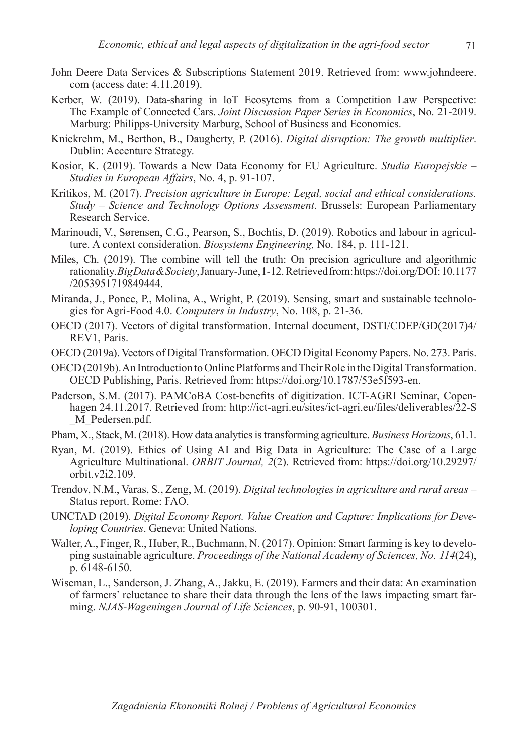John Deere Data Services & Subscriptions Statement 2019. Retrieved from: www.johndeere.com (access date: 4.11.2019).

Kerber, W. (2019). Data-sharing in loT Ecosytems from a Competition Law Perspective: The Example of Connected Cars. *Joint Discussion Paper Series in Economics*, No. 21-2019. Marburg: Philipps-University Marburg, School of Business and Economics.

Knickrehm, M., Berthon, B., Daugherty, P. (2016). *Digital disruption: The growth multiplier*. Dublin: Accenture Strategy.

Kosior, K. (2019). Towards a New Data Economy for EU Agriculture. *Studia Europejskie – Studies in European Affairs*, No. 4, p. 91-107.

Kritikos, M. (2017). *Precision agriculture in Europe: Legal, social and ethical considerations. Study – Science and Technology Options Assessment*. Brussels: European Parliamentary Research Service.

Marinoudi, V., Sørensen, C.G., Pearson, S., Bochtis, D. (2019). Robotics and labour in agriculture. A context consideration. *Biosystems Engineering,* No. 184, p. 111-121.

Miles, Ch. (2019). The combine will tell the truth: On precision agriculture and algorithmic rationality. *Big Data & Society*, January-June, 1-12. Retrieved from: https://doi.org/DOI:10.1177/2053951719849444.

Miranda, J., Ponce, P., Molina, A., Wright, P. (2019). Sensing, smart and sustainable technologies for Agri-Food 4.0. *Computers in Industry*, No. 108, p. 21-36.

OECD (2017). Vectors of digital transformation. Internal document, DSTI/CDEP/GD(2017)4/REV1, Paris.

OECD (2019a). Vectors of Digital Transformation. OECD Digital Economy Papers. No. 273. Paris.

OECD (2019b). An Introduction to Online Platforms and Their Role in the Digital Transformation. OECD Publishing, Paris. Retrieved from: https://doi.org/10.1787/53e5f593-en.

Paderson, S.M. (2017). PAMCoBA Cost-benefits of digitization. ICT-AGRI Seminar, Copenhagen 24.11.2017. Retrieved from: http://ict-agri.eu/sites/ict-agri.eu/files/deliverables/22-S_M_Pedersen.pdf.

Pham, X., Stack, M. (2018). How data analytics is transforming agriculture. *Business Horizons*, 61.1.

Ryan, M. (2019). Ethics of Using AI and Big Data in Agriculture: The Case of a Large Agriculture Multinational. *ORBIT Journal, 2*(2). Retrieved from: https://doi.org/10.29297/orbit.v2i2.109.

Trendov, N.M., Varas, S., Zeng, M. (2019). *Digital technologies in agriculture and rural areas* – Status report. Rome: FAO.

UNCTAD (2019). *Digital Economy Report. Value Creation and Capture: Implications for Developing Countries*. Geneva: United Nations.

Walter, A., Finger, R., Huber, R., Buchmann, N. (2017). Opinion: Smart farming is key to developing sustainable agriculture. *Proceedings of the National Academy of Sciences, No. 114*(24), p. 6148-6150.

Wiseman, L., Sanderson, J. Zhang, A., Jakku, E. (2019). Farmers and their data: An examination of farmers' reluctance to share their data through the lens of the laws impacting smart farming. *NJAS-Wageningen Journal of Life Sciences*, p. 90-91, 100301.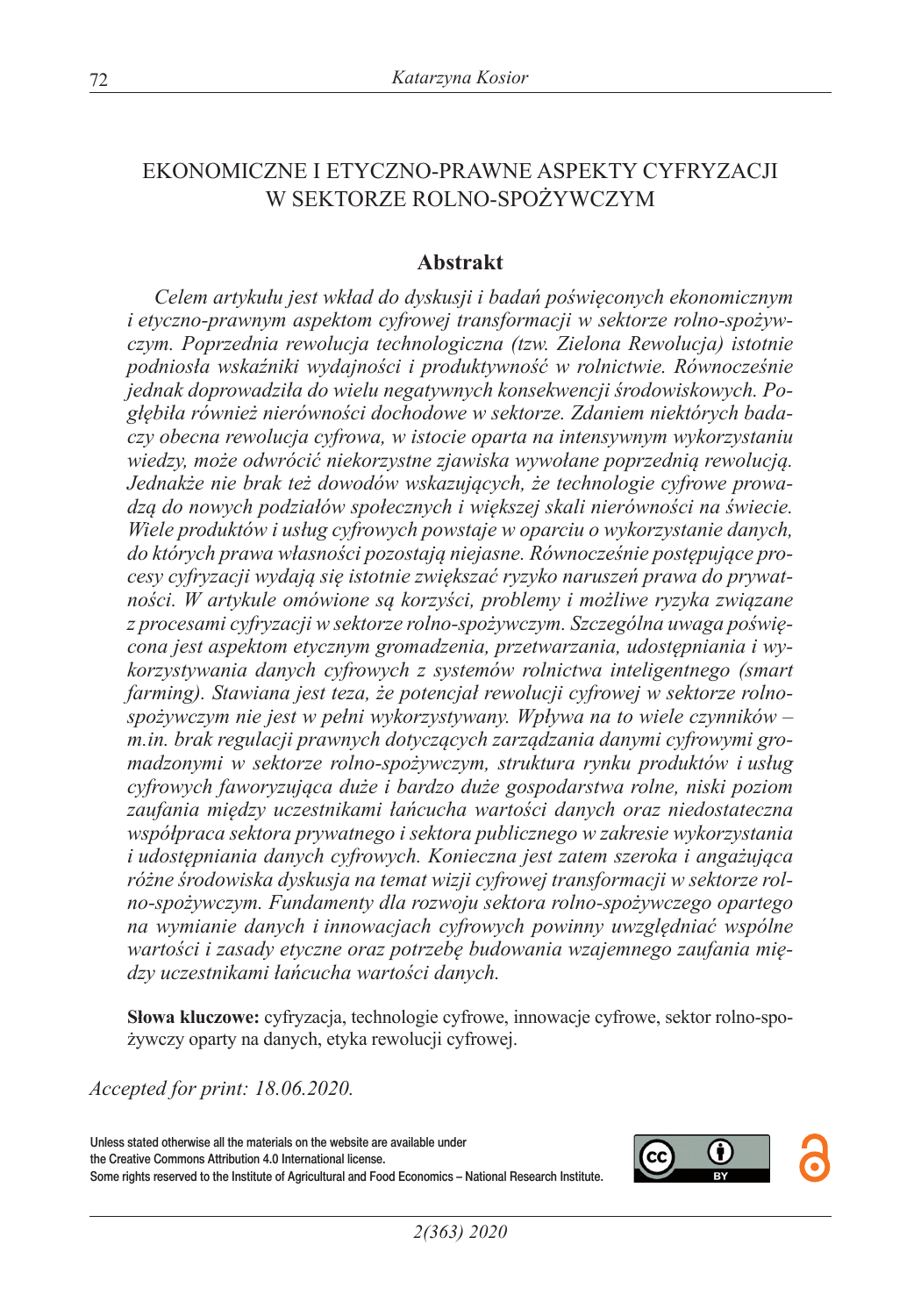# EKONOMICZNE I ETYCZNO-PRAWNE ASPEKTY CYFRYZACJI W SEKTORZE ROLNO-SPOŻYWCZYM

## Abstrakt

*Celem artykułu jest wkład do dyskusji i badań poświęconych ekonomicznym i etyczno-prawnym aspektom cyfrowej transformacji w sektorze rolno-spożywczym. Poprzednia rewolucja technologiczna (tzw. Zielona Rewolucja) istotnie podniosła wskaźniki wydajności i produktywność w rolnictwie. Równocześnie jednak doprowadziła do wielu negatywnych konsekwencji środowiskowych. Pogłębiła również nierówności dochodowe w sektorze. Zdaniem niektórych badaczy obecna rewolucja cyfrowa, w istocie oparta na intensywnym wykorzystaniu wiedzy, może odwrócić niekorzystne zjawiska wywołane poprzednią rewolucją. Jednakże nie brak też dowodów wskazujących, że technologie cyfrowe prowadzą do nowych podziałów społecznych i większej skali nierówności na świecie. Wiele produktów i usług cyfrowych powstaje w oparciu o wykorzystanie danych, do których prawa własności pozostają niejasne. Równocześnie postępujące procesy cyfryzacji wydają się istotnie zwiększać ryzyko naruszeń prawa do prywatności. W artykule omówione są korzyści, problemy i możliwe ryzyka związane z procesami cyfryzacji w sektorze rolno-spożywczym. Szczególna uwaga poświęcona jest aspektom etycznym gromadzenia, przetwarzania, udostępniania i wykorzystywania danych cyfrowych z systemów rolnictwa inteligentnego (smart farming). Stawiana jest teza, że potencjał rewolucji cyfrowej w sektorze rolno-spożywczym nie jest w pełni wykorzystywany. Wpływa na to wiele czynników – m.in. brak regulacji prawnych dotyczących zarządzania danymi cyfrowymi gromadzonymi w sektorze rolno-spożywczym, struktura rynku produktów i usług cyfrowych faworyzująca duże i bardzo duże gospodarstwa rolne, niski poziom zaufania między uczestnikami łańcucha wartości danych oraz niedostateczna współpraca sektora prywatnego i sektora publicznego w zakresie wykorzystania i udostępniania danych cyfrowych. Konieczna jest zatem szeroka i angażująca różne środowiska dyskusja na temat wizji cyfrowej transformacji w sektorze rolno-spożywczym. Fundamenty dla rozwoju sektora rolno-spożywczego opartego na wymianie danych i innowacjach cyfrowych powinny uwzględniać wspólne wartości i zasady etyczne oraz potrzebę budowania wzajemnego zaufania między uczestnikami łańcucha wartości danych.*

**Słowa kluczowe:** cyfryzacja, technologie cyfrowe, innowacje cyfrowe, sektor rolno-spożywczy oparty na danych, etyka rewolucji cyfrowej.

*Accepted for print: 18.06.2020.*

Unless stated otherwise all the materials on the website are available under the Creative Commons Attribution 4.0 International license. Some rights reserved to the Institute of Agricultural and Food Economics – National Research Institute.